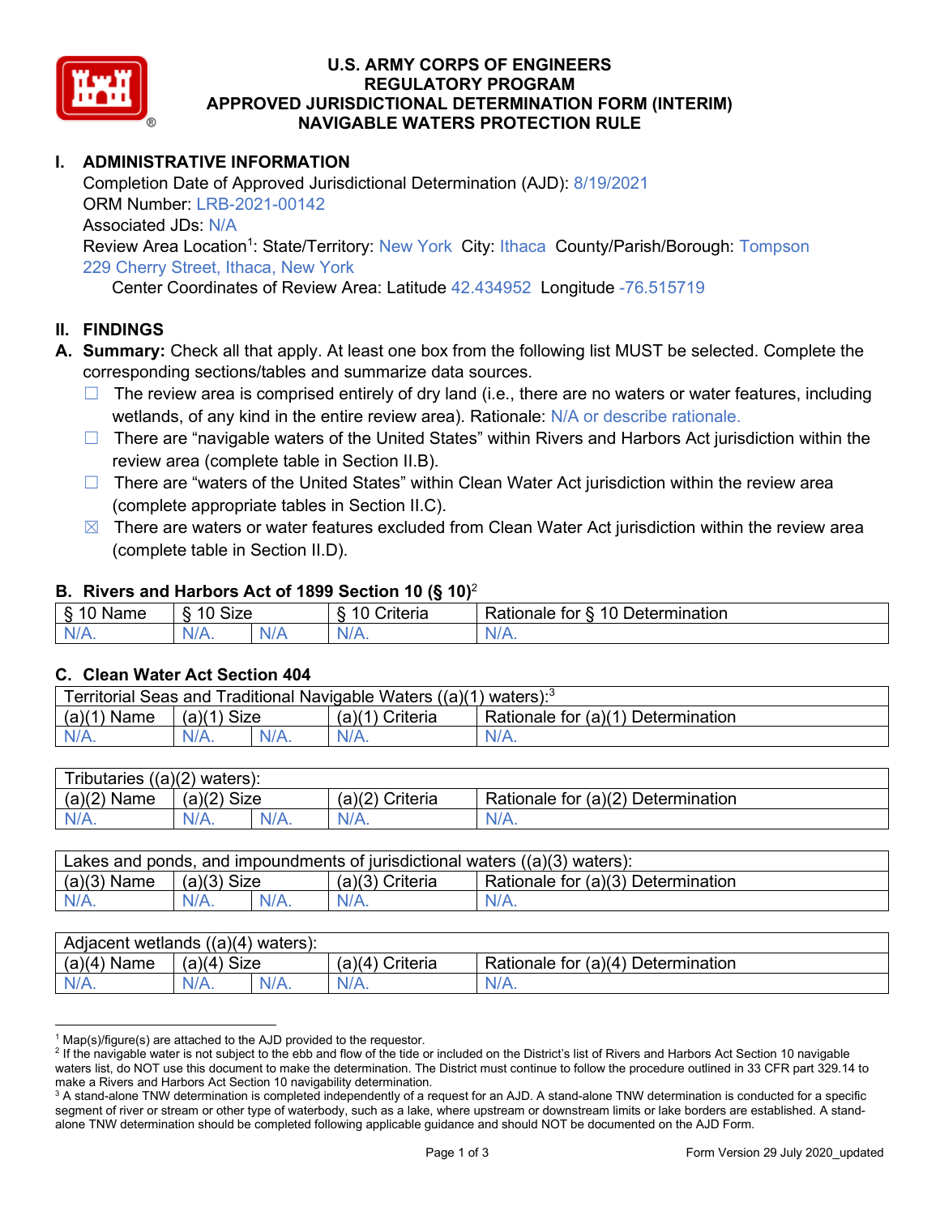# U.S. ARMY CORPS OF ENGINEERS
# REGULATORY PROGRAM
# APPROVED JURISDICTIONAL DETERMINATION FORM (INTERIM)
# NAVIGABLE WATERS PROTECTION RULE

## I. ADMINISTRATIVE INFORMATION

Completion Date of Approved Jurisdictional Determination (AJD): 8/19/2021
ORM Number: LRB-2021-00142
Associated JDs: N/A
Review Area Location[1]: State/Territory: New York City: Ithaca County/Parish/Borough: Tompson
229 Cherry Street, Ithaca, New York
Center Coordinates of Review Area: Latitude 42.434952 Longitude -76.515719

## II. FINDINGS

**A. Summary:** Check all that apply. At least one box from the following list MUST be selected. Complete the corresponding sections/tables and summarize data sources.

- ☐ The review area is comprised entirely of dry land (i.e., there are no waters or water features, including wetlands, of any kind in the entire review area). Rationale: N/A or describe rationale.
- ☐ There are "navigable waters of the United States" within Rivers and Harbors Act jurisdiction within the review area (complete table in Section II.B).
- ☐ There are "waters of the United States" within Clean Water Act jurisdiction within the review area (complete appropriate tables in Section II.C).
- ☒ There are waters or water features excluded from Clean Water Act jurisdiction within the review area (complete table in Section II.D).

### B. Rivers and Harbors Act of 1899 Section 10 (§ 10)[2]

| § 10 Name | § 10 Size | | § 10 Criteria | Rationale for § 10 Determination |
|---|---|---|---|---|
| N/A. | N/A. | N/A | N/A. | N/A. |

### C. Clean Water Act Section 404

| Territorial Seas and Traditional Navigable Waters ((a)(1) waters):[3] | | | | |
|---|---|---|---|---|
| (a)(1) Name | (a)(1) Size | | (a)(1) Criteria | Rationale for (a)(1) Determination |
| N/A. | N/A. | N/A. | N/A. | N/A. |

| Tributaries ((a)(2) waters): | | | | |
|---|---|---|---|---|
| (a)(2) Name | (a)(2) Size | | (a)(2) Criteria | Rationale for (a)(2) Determination |
| N/A. | N/A. | N/A. | N/A. | N/A. |

| Lakes and ponds, and impoundments of jurisdictional waters ((a)(3) waters): | | | | |
|---|---|---|---|---|
| (a)(3) Name | (a)(3) Size | | (a)(3) Criteria | Rationale for (a)(3) Determination |
| N/A. | N/A. | N/A. | N/A. | N/A. |

| Adjacent wetlands ((a)(4) waters): | | | | |
|---|---|---|---|---|
| (a)(4) Name | (a)(4) Size | | (a)(4) Criteria | Rationale for (a)(4) Determination |
| N/A. | N/A. | N/A. | N/A. | N/A. |

---

[1] Map(s)/figure(s) are attached to the AJD provided to the requestor.
[2] If the navigable water is not subject to the ebb and flow of the tide or included on the District's list of Rivers and Harbors Act Section 10 navigable waters list, do NOT use this document to make the determination. The District must continue to follow the procedure outlined in 33 CFR part 329.14 to make a Rivers and Harbors Act Section 10 navigability determination.
[3] A stand-alone TNW determination is completed independently of a request for an AJD. A stand-alone TNW determination is conducted for a specific segment of river or stream or other type of waterbody, such as a lake, where upstream or downstream limits or lake borders are established. A stand-alone TNW determination should be completed following applicable guidance and should NOT be documented on the AJD Form.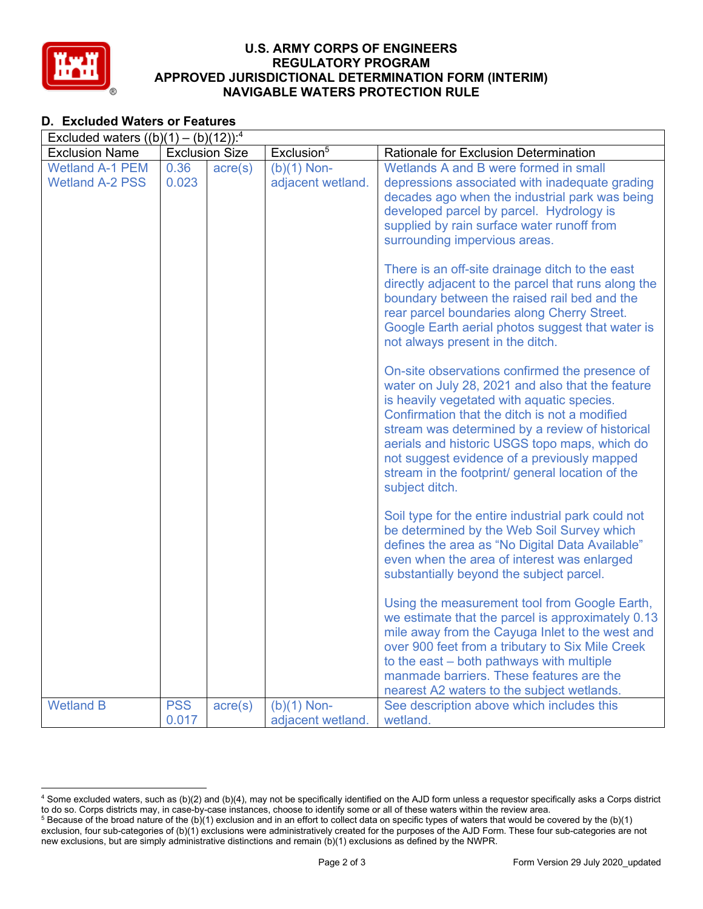# U.S. ARMY CORPS OF ENGINEERS
# REGULATORY PROGRAM
# APPROVED JURISDICTIONAL DETERMINATION FORM (INTERIM)
# NAVIGABLE WATERS PROTECTION RULE

## D. Excluded Waters or Features

| Excluded waters ((b)(1) – (b)(12)):[4] | | | | |
|---|---|---|---|---|
| Exclusion Name | Exclusion Size | | Exclusion[5] | Rationale for Exclusion Determination |
| Wetland A-1 PEM<br>Wetland A-2 PSS | 0.36<br>0.023 | acre(s) | (b)(1) Non-adjacent wetland. | Wetlands A and B were formed in small depressions associated with inadequate grading decades ago when the industrial park was being developed parcel by parcel. Hydrology is supplied by rain surface water runoff from surrounding impervious areas.<br><br>There is an off-site drainage ditch to the east directly adjacent to the parcel that runs along the boundary between the raised rail bed and the rear parcel boundaries along Cherry Street. Google Earth aerial photos suggest that water is not always present in the ditch.<br><br>On-site observations confirmed the presence of water on July 28, 2021 and also that the feature is heavily vegetated with aquatic species. Confirmation that the ditch is not a modified stream was determined by a review of historical aerials and historic USGS topo maps, which do not suggest evidence of a previously mapped stream in the footprint/ general location of the subject ditch.<br><br>Soil type for the entire industrial park could not be determined by the Web Soil Survey which defines the area as "No Digital Data Available" even when the area of interest was enlarged substantially beyond the subject parcel.<br><br>Using the measurement tool from Google Earth, we estimate that the parcel is approximately 0.13 mile away from the Cayuga Inlet to the west and over 900 feet from a tributary to Six Mile Creek to the east – both pathways with multiple manmade barriers. These features are the nearest A2 waters to the subject wetlands. |
| Wetland B | PSS<br>0.017 | acre(s) | (b)(1) Non-adjacent wetland. | See description above which includes this wetland. |

---

[4] Some excluded waters, such as (b)(2) and (b)(4), may not be specifically identified on the AJD form unless a requestor specifically asks a Corps district to do so. Corps districts may, in case-by-case instances, choose to identify some or all of these waters within the review area.

[5] Because of the broad nature of the (b)(1) exclusion and in an effort to collect data on specific types of waters that would be covered by the (b)(1) exclusion, four sub-categories of (b)(1) exclusions were administratively created for the purposes of the AJD Form. These four sub-categories are not new exclusions, but are simply administrative distinctions and remain (b)(1) exclusions as defined by the NWPR.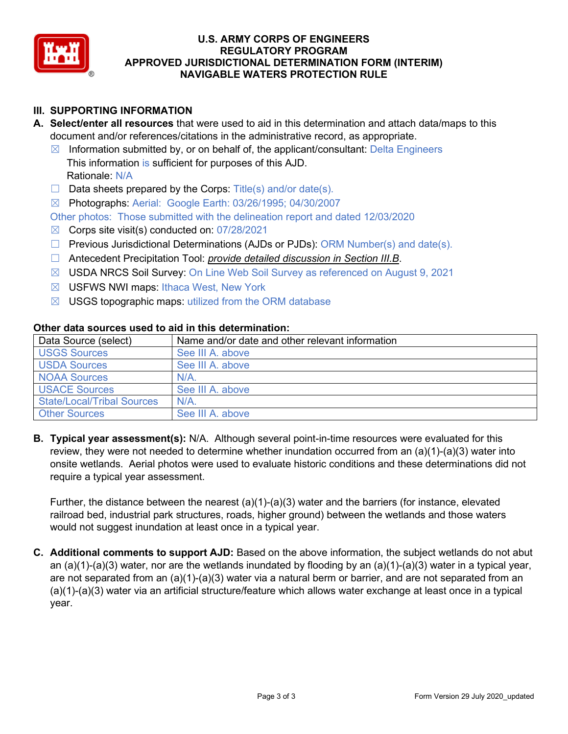U.S. ARMY CORPS OF ENGINEERS
REGULATORY PROGRAM
APPROVED JURISDICTIONAL DETERMINATION FORM (INTERIM)
NAVIGABLE WATERS PROTECTION RULE

## III. SUPPORTING INFORMATION

**A. Select/enter all resources** that were used to aid in this determination and attach data/maps to this document and/or references/citations in the administrative record, as appropriate.

- ☒ Information submitted by, or on behalf of, the applicant/consultant: Delta Engineers
  This information is sufficient for purposes of this AJD.
  Rationale: N/A
- ☐ Data sheets prepared by the Corps: Title(s) and/or date(s).
- ☒ Photographs: Aerial: Google Earth: 03/26/1995; 04/30/2007
  Other photos: Those submitted with the delineation report and dated 12/03/2020
- ☒ Corps site visit(s) conducted on: 07/28/2021
- ☐ Previous Jurisdictional Determinations (AJDs or PJDs): ORM Number(s) and date(s).
- ☐ Antecedent Precipitation Tool: *provide detailed discussion in Section III.B*.
- ☒ USDA NRCS Soil Survey: On Line Web Soil Survey as referenced on August 9, 2021
- ☒ USFWS NWI maps: Ithaca West, New York
- ☒ USGS topographic maps: utilized from the ORM database

**Other data sources used to aid in this determination:**

| Data Source (select) | Name and/or date and other relevant information |
|---|---|
| USGS Sources | See III A. above |
| USDA Sources | See III A. above |
| NOAA Sources | N/A. |
| USACE Sources | See III A. above |
| State/Local/Tribal Sources | N/A. |
| Other Sources | See III A. above |

**B. Typical year assessment(s):** N/A. Although several point-in-time resources were evaluated for this review, they were not needed to determine whether inundation occurred from an (a)(1)-(a)(3) water into onsite wetlands. Aerial photos were used to evaluate historic conditions and these determinations did not require a typical year assessment.

Further, the distance between the nearest (a)(1)-(a)(3) water and the barriers (for instance, elevated railroad bed, industrial park structures, roads, higher ground) between the wetlands and those waters would not suggest inundation at least once in a typical year.

**C. Additional comments to support AJD:** Based on the above information, the subject wetlands do not abut an (a)(1)-(a)(3) water, nor are the wetlands inundated by flooding by an (a)(1)-(a)(3) water in a typical year, are not separated from an (a)(1)-(a)(3) water via a natural berm or barrier, and are not separated from an (a)(1)-(a)(3) water via an artificial structure/feature which allows water exchange at least once in a typical year.